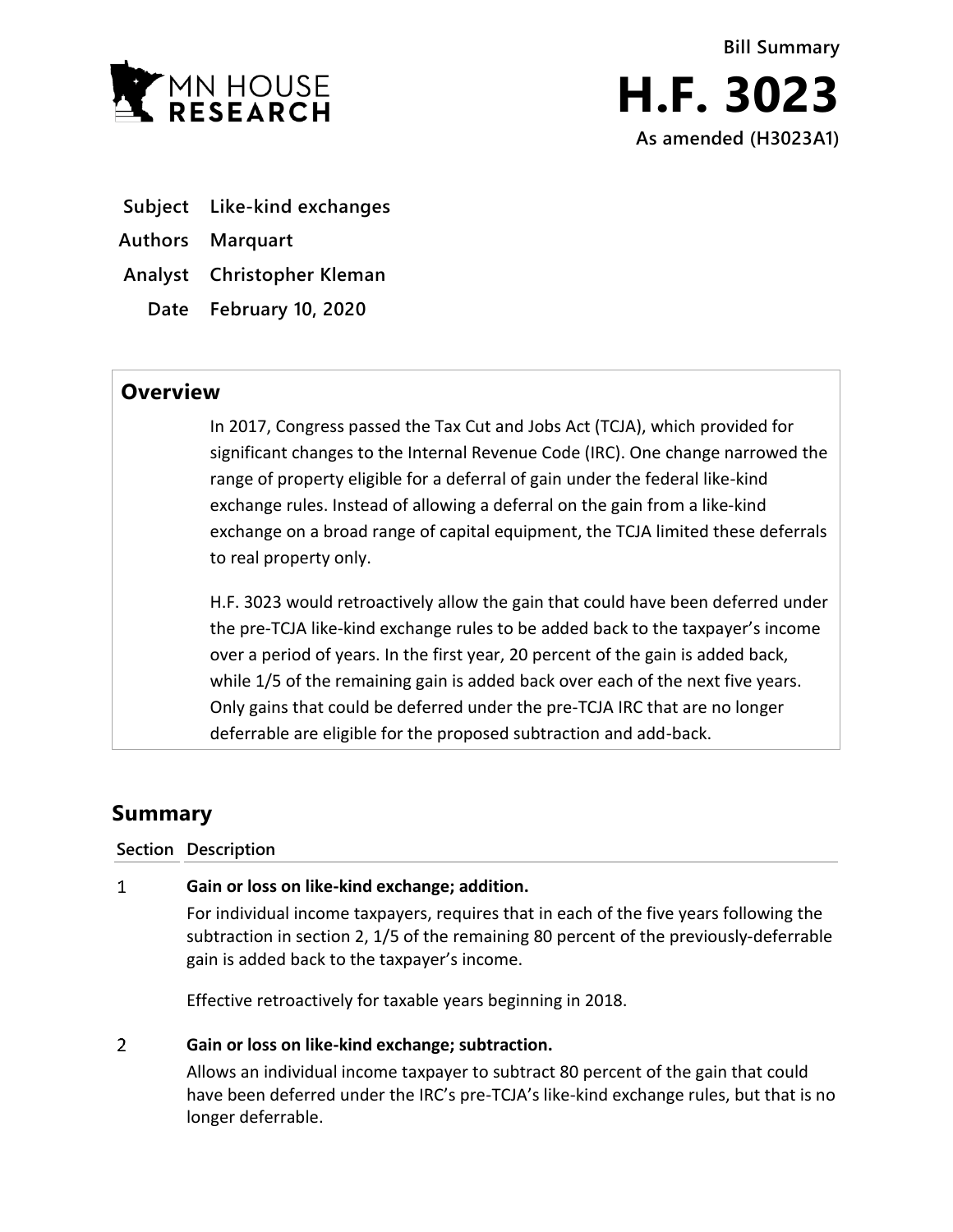Bill Summary

# H.F. 3023

As amended (H3023A1)

**Subject** Like-kind exchanges

**Authors** Marquart

**Analyst** Christopher Kleman

**Date** February 10, 2020

## Overview

In 2017, Congress passed the Tax Cut and Jobs Act (TCJA), which provided for significant changes to the Internal Revenue Code (IRC). One change narrowed the range of property eligible for a deferral of gain under the federal like-kind exchange rules. Instead of allowing a deferral on the gain from a like-kind exchange on a broad range of capital equipment, the TCJA limited these deferrals to real property only.

H.F. 3023 would retroactively allow the gain that could have been deferred under the pre-TCJA like-kind exchange rules to be added back to the taxpayer's income over a period of years. In the first year, 20 percent of the gain is added back, while 1/5 of the remaining gain is added back over each of the next five years. Only gains that could be deferred under the pre-TCJA IRC that are no longer deferrable are eligible for the proposed subtraction and add-back.

## Summary

| Section | Description |
|---|---|
| 1 | **Gain or loss on like-kind exchange; addition.**<br><br>For individual income taxpayers, requires that in each of the five years following the subtraction in section 2, 1/5 of the remaining 80 percent of the previously-deferrable gain is added back to the taxpayer's income.<br><br>Effective retroactively for taxable years beginning in 2018. |
| 2 | **Gain or loss on like-kind exchange; subtraction.**<br><br>Allows an individual income taxpayer to subtract 80 percent of the gain that could have been deferred under the IRC's pre-TCJA's like-kind exchange rules, but that is no longer deferrable. |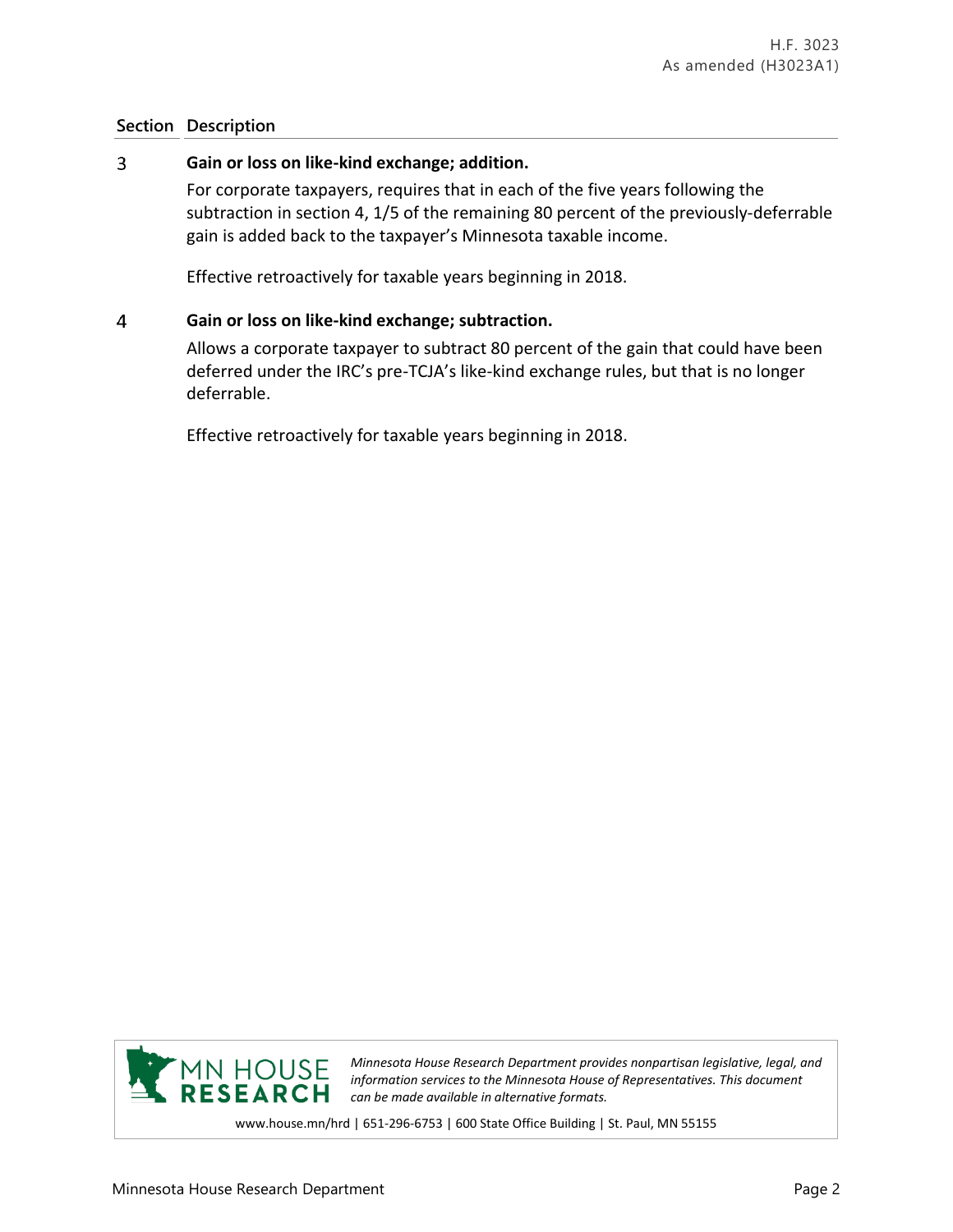| Section | Description |
|---|---|
| 3 | **Gain or loss on like-kind exchange; addition.**<br>For corporate taxpayers, requires that in each of the five years following the subtraction in section 4, 1/5 of the remaining 80 percent of the previously-deferrable gain is added back to the taxpayer's Minnesota taxable income.<br><br>Effective retroactively for taxable years beginning in 2018. |
| 4 | **Gain or loss on like-kind exchange; subtraction.**<br>Allows a corporate taxpayer to subtract 80 percent of the gain that could have been deferred under the IRC's pre-TCJA's like-kind exchange rules, but that is no longer deferrable.<br><br>Effective retroactively for taxable years beginning in 2018. |

MN HOUSE RESEARCH

*Minnesota House Research Department provides nonpartisan legislative, legal, and information services to the Minnesota House of Representatives. This document can be made available in alternative formats.*

www.house.mn/hrd | 651-296-6753 | 600 State Office Building | St. Paul, MN 55155